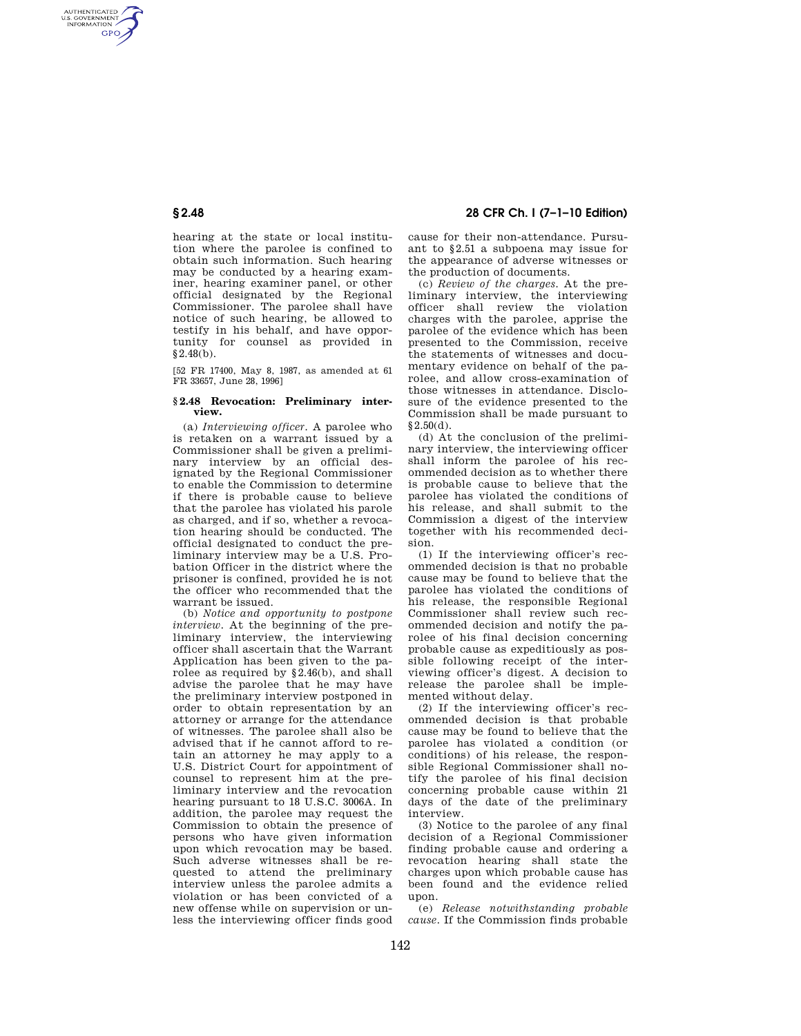hearing at the state or local institution where the parolee is confined to obtain such information. Such hearing may be conducted by a hearing examiner, hearing examiner panel, or other official designated by the Regional Commissioner. The parolee shall have notice of such hearing, be allowed to testify in his behalf, and have opportunity for counsel as provided in §2.48(b).

[52 FR 17400, May 8, 1987, as amended at 61 FR 33657, June 28, 1996]

### §2.48 Revocation: Preliminary interview.

(a) *Interviewing officer.* A parolee who is retaken on a warrant issued by a Commissioner shall be given a preliminary interview by an official designated by the Regional Commissioner to enable the Commission to determine if there is probable cause to believe that the parolee has violated his parole as charged, and if so, whether a revocation hearing should be conducted. The official designated to conduct the preliminary interview may be a U.S. Probation Officer in the district where the prisoner is confined, provided he is not the officer who recommended that the warrant be issued.

(b) *Notice and opportunity to postpone interview.* At the beginning of the preliminary interview, the interviewing officer shall ascertain that the Warrant Application has been given to the parolee as required by §2.46(b), and shall advise the parolee that he may have the preliminary interview postponed in order to obtain representation by an attorney or arrange for the attendance of witnesses. The parolee shall also be advised that if he cannot afford to retain an attorney he may apply to a U.S. District Court for appointment of counsel to represent him at the preliminary interview and the revocation hearing pursuant to 18 U.S.C. 3006A. In addition, the parolee may request the Commission to obtain the presence of persons who have given information upon which revocation may be based. Such adverse witnesses shall be requested to attend the preliminary interview unless the parolee admits a violation or has been convicted of a new offense while on supervision or unless the interviewing officer finds good cause for their non-attendance. Pursuant to §2.51 a subpoena may issue for the appearance of adverse witnesses or the production of documents.

(c) *Review of the charges.* At the preliminary interview, the interviewing officer shall review the violation charges with the parolee, apprise the parolee of the evidence which has been presented to the Commission, receive the statements of witnesses and documentary evidence on behalf of the parolee, and allow cross-examination of those witnesses in attendance. Disclosure of the evidence presented to the Commission shall be made pursuant to §2.50(d).

(d) At the conclusion of the preliminary interview, the interviewing officer shall inform the parolee of his recommended decision as to whether there is probable cause to believe that the parolee has violated the conditions of his release, and shall submit to the Commission a digest of the interview together with his recommended decision.

(1) If the interviewing officer's recommended decision is that no probable cause may be found to believe that the parolee has violated the conditions of his release, the responsible Regional Commissioner shall review such recommended decision and notify the parolee of his final decision concerning probable cause as expeditiously as possible following receipt of the interviewing officer's digest. A decision to release the parolee shall be implemented without delay.

(2) If the interviewing officer's recommended decision is that probable cause may be found to believe that the parolee has violated a condition (or conditions) of his release, the responsible Regional Commissioner shall notify the parolee of his final decision concerning probable cause within 21 days of the date of the preliminary interview.

(3) Notice to the parolee of any final decision of a Regional Commissioner finding probable cause and ordering a revocation hearing shall state the charges upon which probable cause has been found and the evidence relied upon.

(e) *Release notwithstanding probable cause.* If the Commission finds probable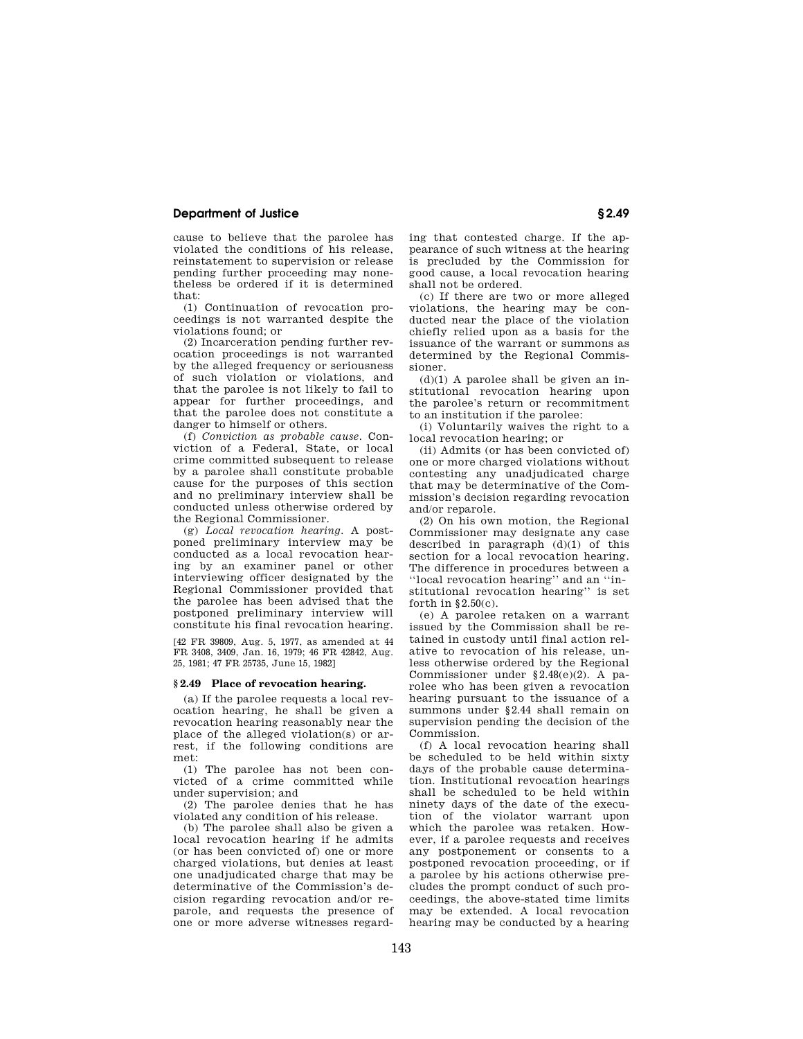cause to believe that the parolee has violated the conditions of his release, reinstatement to supervision or release pending further proceeding may nonetheless be ordered if it is determined that:

(1) Continuation of revocation proceedings is not warranted despite the violations found; or

(2) Incarceration pending further revocation proceedings is not warranted by the alleged frequency or seriousness of such violation or violations, and that the parolee is not likely to fail to appear for further proceedings, and that the parolee does not constitute a danger to himself or others.

(f) *Conviction as probable cause.* Conviction of a Federal, State, or local crime committed subsequent to release by a parolee shall constitute probable cause for the purposes of this section and no preliminary interview shall be conducted unless otherwise ordered by the Regional Commissioner.

(g) *Local revocation hearing.* A postponed preliminary interview may be conducted as a local revocation hearing by an examiner panel or other interviewing officer designated by the Regional Commissioner provided that the parolee has been advised that the postponed preliminary interview will constitute his final revocation hearing.

[42 FR 39809, Aug. 5, 1977, as amended at 44 FR 3408, 3409, Jan. 16, 1979; 46 FR 42842, Aug. 25, 1981; 47 FR 25735, June 15, 1982]

### § 2.49 Place of revocation hearing.

(a) If the parolee requests a local revocation hearing, he shall be given a revocation hearing reasonably near the place of the alleged violation(s) or arrest, if the following conditions are met:

(1) The parolee has not been convicted of a crime committed while under supervision; and

(2) The parolee denies that he has violated any condition of his release.

(b) The parolee shall also be given a local revocation hearing if he admits (or has been convicted of) one or more charged violations, but denies at least one unadjudicated charge that may be determinative of the Commission's decision regarding revocation and/or reparole, and requests the presence of one or more adverse witnesses regarding that contested charge. If the appearance of such witness at the hearing is precluded by the Commission for good cause, a local revocation hearing shall not be ordered.

(c) If there are two or more alleged violations, the hearing may be conducted near the place of the violation chiefly relied upon as a basis for the issuance of the warrant or summons as determined by the Regional Commissioner.

(d)(1) A parolee shall be given an institutional revocation hearing upon the parolee's return or recommitment to an institution if the parolee:

(i) Voluntarily waives the right to a local revocation hearing; or

(ii) Admits (or has been convicted of) one or more charged violations without contesting any unadjudicated charge that may be determinative of the Commission's decision regarding revocation and/or reparole.

(2) On his own motion, the Regional Commissioner may designate any case described in paragraph (d)(1) of this section for a local revocation hearing. The difference in procedures between a ''local revocation hearing'' and an ''institutional revocation hearing'' is set forth in §2.50(c).

(e) A parolee retaken on a warrant issued by the Commission shall be retained in custody until final action relative to revocation of his release, unless otherwise ordered by the Regional Commissioner under §2.48(e)(2). A parolee who has been given a revocation hearing pursuant to the issuance of a summons under §2.44 shall remain on supervision pending the decision of the Commission.

(f) A local revocation hearing shall be scheduled to be held within sixty days of the probable cause determination. Institutional revocation hearings shall be scheduled to be held within ninety days of the date of the execution of the violator warrant upon which the parolee was retaken. However, if a parolee requests and receives any postponement or consents to a postponed revocation proceeding, or if a parolee by his actions otherwise precludes the prompt conduct of such proceedings, the above-stated time limits may be extended. A local revocation hearing may be conducted by a hearing